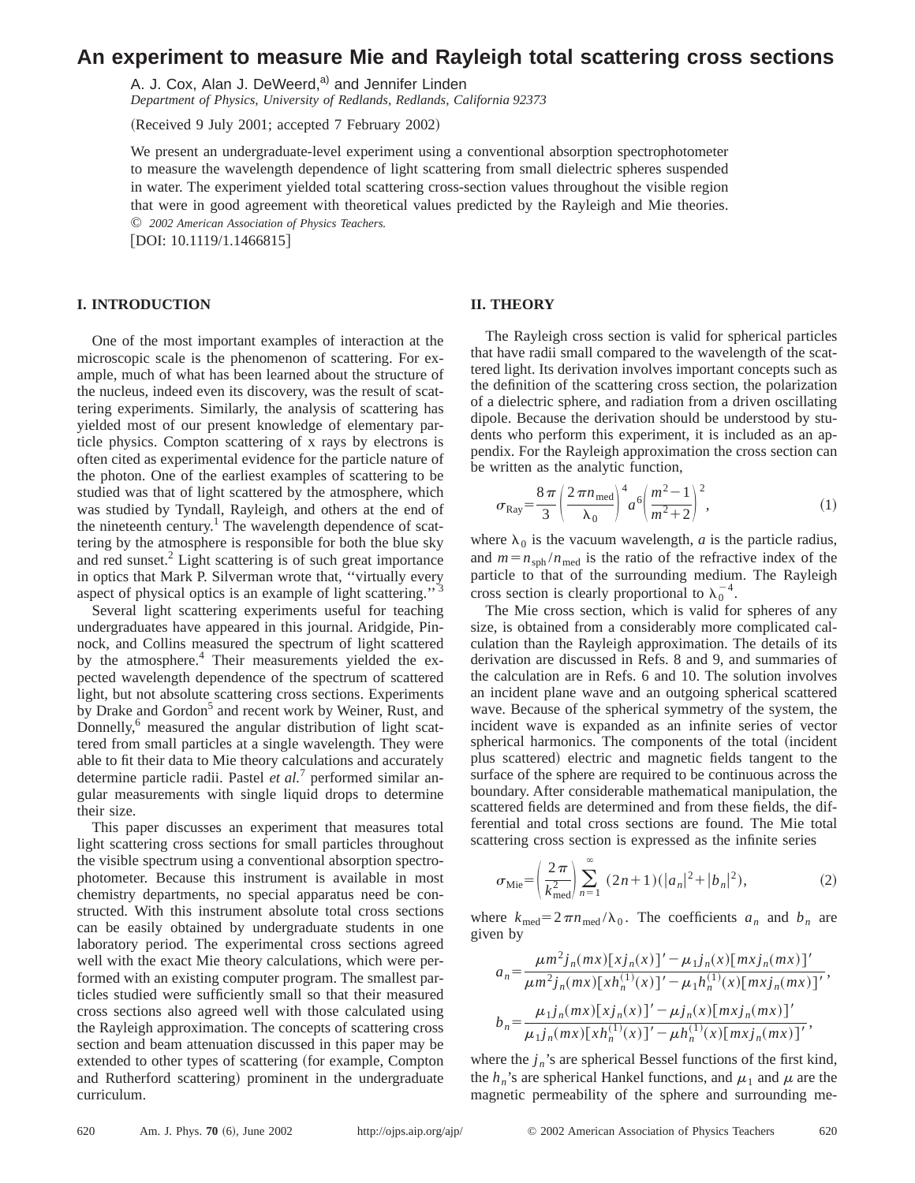# An experiment to measure Mie and Rayleigh total scattering cross sections

A. J. Cox, Alan J. DeWeerd,[a)] and Jennifer Linden

*Department of Physics, University of Redlands, Redlands, California 92373*

(Received 9 July 2001; accepted 7 February 2002)

We present an undergraduate-level experiment using a conventional absorption spectrophotometer to measure the wavelength dependence of light scattering from small dielectric spheres suspended in water. The experiment yielded total scattering cross-section values throughout the visible region that were in good agreement with theoretical values predicted by the Rayleigh and Mie theories. © *2002 American Association of Physics Teachers.*

[DOI: 10.1119/1.1466815]

## I. INTRODUCTION

One of the most important examples of interaction at the microscopic scale is the phenomenon of scattering. For example, much of what has been learned about the structure of the nucleus, indeed even its discovery, was the result of scattering experiments. Similarly, the analysis of scattering has yielded most of our present knowledge of elementary particle physics. Compton scattering of x rays by electrons is often cited as experimental evidence for the particle nature of the photon. One of the earliest examples of scattering to be studied was that of light scattered by the atmosphere, which was studied by Tyndall, Rayleigh, and others at the end of the nineteenth century.[1] The wavelength dependence of scattering by the atmosphere is responsible for both the blue sky and red sunset.[2] Light scattering is of such great importance in optics that Mark P. Silverman wrote that, ''virtually every aspect of physical optics is an example of light scattering.''[3]

Several light scattering experiments useful for teaching undergraduates have appeared in this journal. Aridgide, Pinnock, and Collins measured the spectrum of light scattered by the atmosphere.[4] Their measurements yielded the expected wavelength dependence of the spectrum of scattered light, but not absolute scattering cross sections. Experiments by Drake and Gordon[5] and recent work by Weiner, Rust, and Donnelly,[6] measured the angular distribution of light scattered from small particles at a single wavelength. They were able to fit their data to Mie theory calculations and accurately determine particle radii. Pastel *et al.*[7] performed similar angular measurements with single liquid drops to determine their size.

This paper discusses an experiment that measures total light scattering cross sections for small particles throughout the visible spectrum using a conventional absorption spectrophotometer. Because this instrument is available in most chemistry departments, no special apparatus need be constructed. With this instrument absolute total cross sections can be easily obtained by undergraduate students in one laboratory period. The experimental cross sections agreed well with the exact Mie theory calculations, which were performed with an existing computer program. The smallest particles studied were sufficiently small so that their measured cross sections also agreed well with those calculated using the Rayleigh approximation. The concepts of scattering cross section and beam attenuation discussed in this paper may be extended to other types of scattering (for example, Compton and Rutherford scattering) prominent in the undergraduate curriculum.

## II. THEORY

The Rayleigh cross section is valid for spherical particles that have radii small compared to the wavelength of the scattered light. Its derivation involves important concepts such as the definition of the scattering cross section, the polarization of a dielectric sphere, and radiation from a driven oscillating dipole. Because the derivation should be understood by students who perform this experiment, it is included as an appendix. For the Rayleigh approximation the cross section can be written as the analytic function,

$$\sigma_{\text{Ray}} = \frac{8\pi}{3}\left(\frac{2\pi n_{\text{med}}}{\lambda_0}\right)^4 a^6 \left(\frac{m^2-1}{m^2+2}\right)^2, \tag{1}$$

where $\lambda_0$ is the vacuum wavelength, $a$ is the particle radius, and $m = n_{\text{sph}}/n_{\text{med}}$ is the ratio of the refractive index of the particle to that of the surrounding medium. The Rayleigh cross section is clearly proportional to $\lambda_0^{-4}$.

The Mie cross section, which is valid for spheres of any size, is obtained from a considerably more complicated calculation than the Rayleigh approximation. The details of its derivation are discussed in Refs. 8 and 9, and summaries of the calculation are in Refs. 6 and 10. The solution involves an incident plane wave and an outgoing spherical scattered wave. Because of the spherical symmetry of the system, the incident wave is expanded as an infinite series of vector spherical harmonics. The components of the total (incident plus scattered) electric and magnetic fields tangent to the surface of the sphere are required to be continuous across the boundary. After considerable mathematical manipulation, the scattered fields are determined and from these fields, the differential and total cross sections are found. The Mie total scattering cross section is expressed as the infinite series

$$\sigma_{\text{Mie}} = \left(\frac{2\pi}{k_{\text{med}}^2}\right) \sum_{n=1}^{\infty} (2n+1)(|a_n|^2 + |b_n|^2), \tag{2}$$

where $k_{\text{med}} = 2\pi n_{\text{med}}/\lambda_0$. The coefficients $a_n$ and $b_n$ are given by

$$a_n = \frac{\mu m^2 j_n(mx)[x j_n(x)]' - \mu_1 j_n(x)[mx j_n(mx)]'}{\mu m^2 j_n(mx)[x h_n^{(1)}(x)]' - \mu_1 h_n^{(1)}(x)[mx j_n(mx)]'},$$

$$b_n = \frac{\mu_1 j_n(mx)[x j_n(x)]' - \mu j_n(x)[mx j_n(mx)]'}{\mu_1 j_n(mx)[x h_n^{(1)}(x)]' - \mu h_n^{(1)}(x)[mx j_n(mx)]'},$$

where the $j_n$'s are spherical Bessel functions of the first kind, the $h_n$'s are spherical Hankel functions, and $\mu_1$ and $\mu$ are the magnetic permeability of the sphere and surrounding me-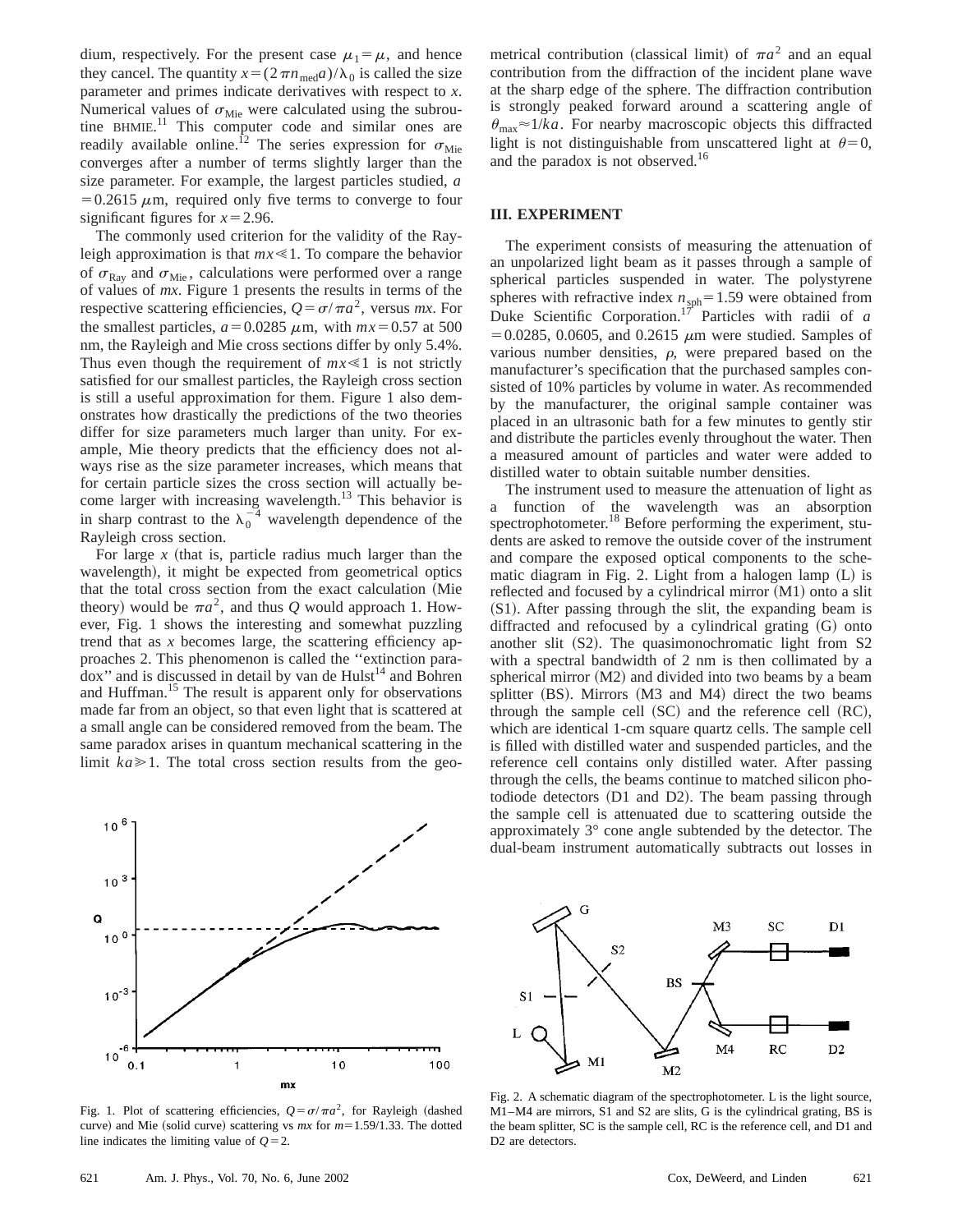dium, respectively. For the present case $\mu_1 = \mu$, and hence they cancel. The quantity $x = (2\pi n_{\text{med}} a)/\lambda_0$ is called the size parameter and primes indicate derivatives with respect to $x$. Numerical values of $\sigma_{\text{Mie}}$ were calculated using the subroutine BHMIE.[11] This computer code and similar ones are readily available online.[12] The series expression for $\sigma_{\text{Mie}}$ converges after a number of terms slightly larger than the size parameter. For example, the largest particles studied, $a = 0.2615$ $\mu$m, required only five terms to converge to four significant figures for $x = 2.96$.

The commonly used criterion for the validity of the Rayleigh approximation is that $mx \ll 1$. To compare the behavior of $\sigma_{\text{Ray}}$ and $\sigma_{\text{Mie}}$, calculations were performed over a range of values of $mx$. Figure 1 presents the results in terms of the respective scattering efficiencies, $Q = \sigma/\pi a^2$, versus $mx$. For the smallest particles, $a = 0.0285$ $\mu$m, with $mx = 0.57$ at 500 nm, the Rayleigh and Mie cross sections differ by only 5.4%. Thus even though the requirement of $mx \ll 1$ is not strictly satisfied for our smallest particles, the Rayleigh cross section is still a useful approximation for them. Figure 1 also demonstrates how drastically the predictions of the two theories differ for size parameters much larger than unity. For example, Mie theory predicts that the efficiency does not always rise as the size parameter increases, which means that for certain particle sizes the cross section will actually become larger with increasing wavelength.[13] This behavior is in sharp contrast to the $\lambda_0^{-4}$ wavelength dependence of the Rayleigh cross section.

For large $x$ (that is, particle radius much larger than the wavelength), it might be expected from geometrical optics that the total cross section from the exact calculation (Mie theory) would be $\pi a^2$, and thus $Q$ would approach 1. However, Fig. 1 shows the interesting and somewhat puzzling trend that as $x$ becomes large, the scattering efficiency approaches 2. This phenomenon is called the "extinction paradox" and is discussed in detail by van de Hulst[14] and Bohren and Huffman.[15] The result is apparent only for observations made far from an object, so that even light that is scattered at a small angle can be considered removed from the beam. The same paradox arises in quantum mechanical scattering in the limit $ka \gg 1$. The total cross section results from the geometrical contribution (classical limit) of $\pi a^2$ and an equal contribution from the diffraction of the incident plane wave at the sharp edge of the sphere. The diffraction contribution is strongly peaked forward around a scattering angle of $\theta_{\max} \approx 1/ka$. For nearby macroscopic objects this diffracted light is not distinguishable from unscattered light at $\theta = 0$, and the paradox is not observed.[16]

Fig. 1. Plot of scattering efficiencies, $Q = \sigma/\pi a^2$, for Rayleigh (dashed curve) and Mie (solid curve) scattering vs $mx$ for $m = 1.59/1.33$. The dotted line indicates the limiting value of $Q = 2$.

## III. EXPERIMENT

The experiment consists of measuring the attenuation of an unpolarized light beam as it passes through a sample of spherical particles suspended in water. The polystyrene spheres with refractive index $n_{\text{sph}} = 1.59$ were obtained from Duke Scientific Corporation.[17] Particles with radii of $a = 0.0285$, 0.0605, and 0.2615 $\mu$m were studied. Samples of various number densities, $\rho$, were prepared based on the manufacturer's specification that the purchased samples consisted of 10% particles by volume in water. As recommended by the manufacturer, the original sample container was placed in an ultrasonic bath for a few minutes to gently stir and distribute the particles evenly throughout the water. Then a measured amount of particles and water were added to distilled water to obtain suitable number densities.

The instrument used to measure the attenuation of light as a function of the wavelength was an absorption spectrophotometer.[18] Before performing the experiment, students are asked to remove the outside cover of the instrument and compare the exposed optical components to the schematic diagram in Fig. 2. Light from a halogen lamp (L) is reflected and focused by a cylindrical mirror (M1) onto a slit (S1). After passing through the slit, the expanding beam is diffracted and refocused by a cylindrical grating (G) onto another slit (S2). The quasimonochromatic light from S2 with a spectral bandwidth of 2 nm is then collimated by a spherical mirror (M2) and divided into two beams by a beam splitter (BS). Mirrors (M3 and M4) direct the two beams through the sample cell (SC) and the reference cell (RC), which are identical 1-cm square quartz cells. The sample cell is filled with distilled water and suspended particles, and the reference cell contains only distilled water. After passing through the cells, the beams continue to matched silicon photodiode detectors (D1 and D2). The beam passing through the sample cell is attenuated due to scattering outside the approximately 3° cone angle subtended by the detector. The dual-beam instrument automatically subtracts out losses in

Fig. 2. A schematic diagram of the spectrophotometer. L is the light source, M1–M4 are mirrors, S1 and S2 are slits, G is the cylindrical grating, BS is the beam splitter, SC is the sample cell, RC is the reference cell, and D1 and D2 are detectors.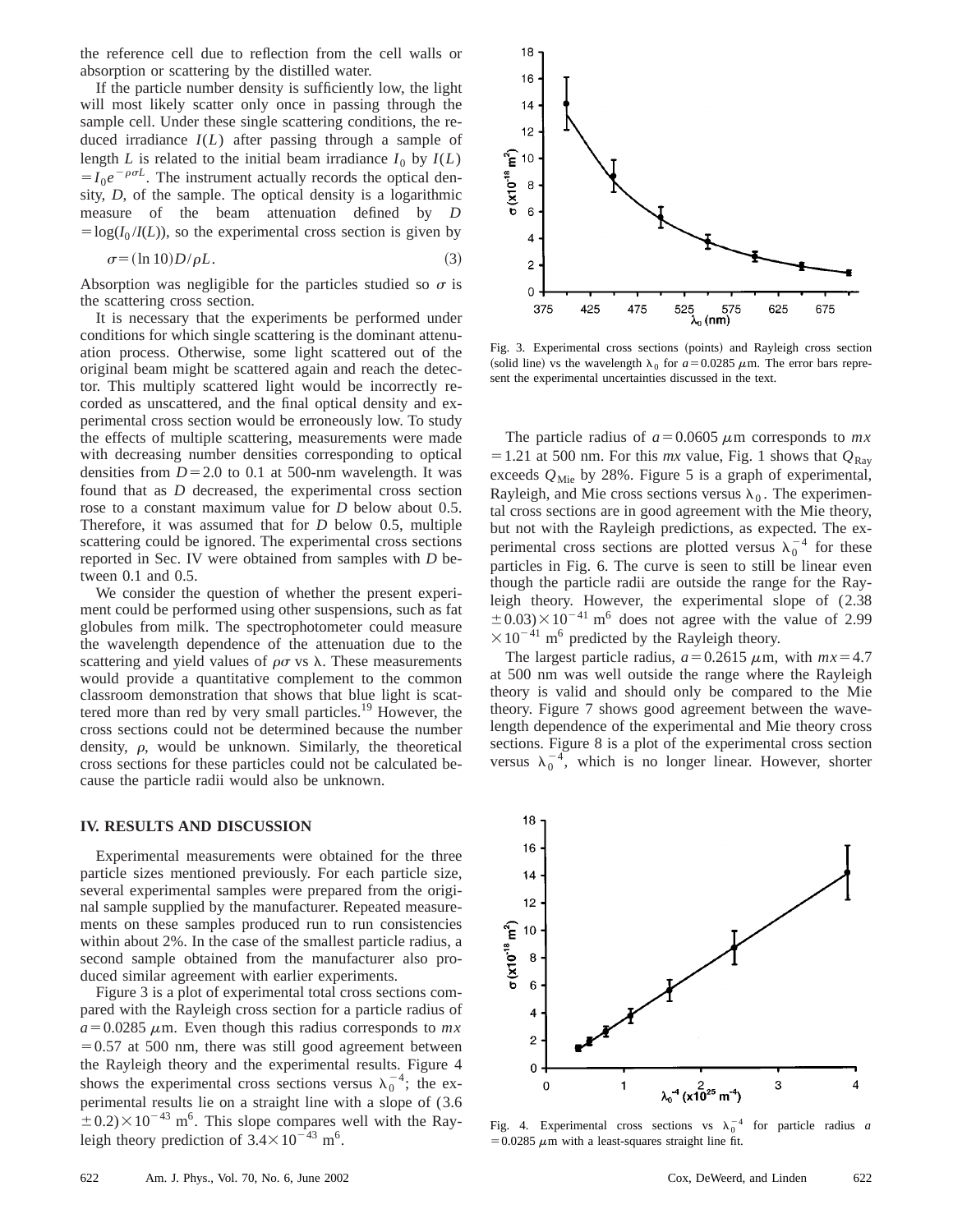the reference cell due to reflection from the cell walls or absorption or scattering by the distilled water.

If the particle number density is sufficiently low, the light will most likely scatter only once in passing through the sample cell. Under these single scattering conditions, the reduced irradiance $I(L)$ after passing through a sample of length $L$ is related to the initial beam irradiance $I_0$ by $I(L) = I_0 e^{-\rho\sigma L}$. The instrument actually records the optical density, $D$, of the sample. The optical density is a logarithmic measure of the beam attenuation defined by $D = \log(I_0/I(L))$, so the experimental cross section is given by

$$\sigma = (\ln 10)D/\rho L. \tag{3}$$

Absorption was negligible for the particles studied so $\sigma$ is the scattering cross section.

It is necessary that the experiments be performed under conditions for which single scattering is the dominant attenuation process. Otherwise, some light scattered out of the original beam might be scattered again and reach the detector. This multiply scattered light would be incorrectly recorded as unscattered, and the final optical density and experimental cross section would be erroneously low. To study the effects of multiple scattering, measurements were made with decreasing number densities corresponding to optical densities from $D = 2.0$ to 0.1 at 500-nm wavelength. It was found that as $D$ decreased, the experimental cross section rose to a constant maximum value for $D$ below about 0.5. Therefore, it was assumed that for $D$ below 0.5, multiple scattering could be ignored. The experimental cross sections reported in Sec. IV were obtained from samples with $D$ between 0.1 and 0.5.

We consider the question of whether the present experiment could be performed using other suspensions, such as fat globules from milk. The spectrophotometer could measure the wavelength dependence of the attenuation due to the scattering and yield values of $\rho\sigma$ vs $\lambda$. These measurements would provide a quantitative complement to the common classroom demonstration that shows that blue light is scattered more than red by very small particles.[19] However, the cross sections could not be determined because the number density, $\rho$, would be unknown. Similarly, the theoretical cross sections for these particles could not be calculated because the particle radii would also be unknown.

## IV. RESULTS AND DISCUSSION

Experimental measurements were obtained for the three particle sizes mentioned previously. For each particle size, several experimental samples were prepared from the original sample supplied by the manufacturer. Repeated measurements on these samples produced run to run consistencies within about 2%. In the case of the smallest particle radius, a second sample obtained from the manufacturer also produced similar agreement with earlier experiments.

Figure 3 is a plot of experimental total cross sections compared with the Rayleigh cross section for a particle radius of $a = 0.0285\ \mu$m. Even though this radius corresponds to $mx = 0.57$ at 500 nm, there was still good agreement between the Rayleigh theory and the experimental results. Figure 4 shows the experimental cross sections versus $\lambda_0^{-4}$; the experimental results lie on a straight line with a slope of $(3.6 \pm 0.2) \times 10^{-43}$ m$^6$. This slope compares well with the Rayleigh theory prediction of $3.4 \times 10^{-43}$ m$^6$.

Fig. 3. Experimental cross sections (points) and Rayleigh cross section (solid line) vs the wavelength $\lambda_0$ for $a = 0.0285\ \mu$m. The error bars represent the experimental uncertainties discussed in the text.

The particle radius of $a = 0.0605\ \mu$m corresponds to $mx = 1.21$ at 500 nm. For this $mx$ value, Fig. 1 shows that $Q_{\text{Ray}}$ exceeds $Q_{\text{Mie}}$ by 28%. Figure 5 is a graph of experimental, Rayleigh, and Mie cross sections versus $\lambda_0$. The experimental cross sections are in good agreement with the Mie theory, but not with the Rayleigh predictions, as expected. The experimental cross sections are plotted versus $\lambda_0^{-4}$ for these particles in Fig. 6. The curve is seen to still be linear even though the particle radii are outside the range for the Rayleigh theory. However, the experimental slope of $(2.38 \pm 0.03) \times 10^{-41}$ m$^6$ does not agree with the value of $2.99 \times 10^{-41}$ m$^6$ predicted by the Rayleigh theory.

The largest particle radius, $a = 0.2615\ \mu$m, with $mx = 4.7$ at 500 nm was well outside the range where the Rayleigh theory is valid and should only be compared to the Mie theory. Figure 7 shows good agreement between the wavelength dependence of the experimental and Mie theory cross sections. Figure 8 is a plot of the experimental cross section versus $\lambda_0^{-4}$, which is no longer linear. However, shorter

Fig. 4. Experimental cross sections vs $\lambda_0^{-4}$ for particle radius $a = 0.0285\ \mu$m with a least-squares straight line fit.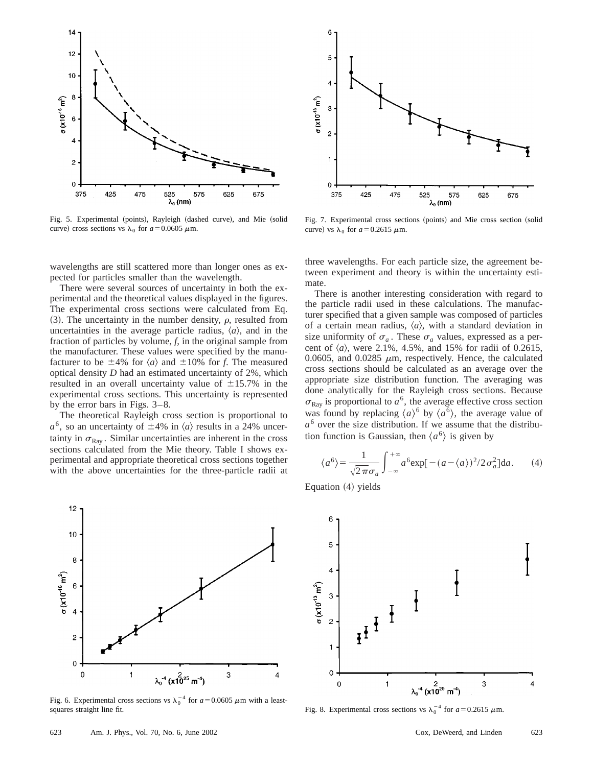Fig. 5. Experimental (points), Rayleigh (dashed curve), and Mie (solid curve) cross sections vs $\lambda_0$ for $a = 0.0605\ \mu$m.

Fig. 7. Experimental cross sections (points) and Mie cross section (solid curve) vs $\lambda_0$ for $a = 0.2615\ \mu$m.

wavelengths are still scattered more than longer ones as expected for particles smaller than the wavelength.

There were several sources of uncertainty in both the experimental and the theoretical values displayed in the figures. The experimental cross sections were calculated from Eq. (3). The uncertainty in the number density, $\rho$, resulted from uncertainties in the average particle radius, $\langle a \rangle$, and in the fraction of particles by volume, $f$, in the original sample from the manufacturer. These values were specified by the manufacturer to be $\pm 4\%$ for $\langle a \rangle$ and $\pm 10\%$ for $f$. The measured optical density $D$ had an estimated uncertainty of 2%, which resulted in an overall uncertainty value of $\pm 15.7\%$ in the experimental cross sections. This uncertainty is represented by the error bars in Figs. 3–8.

The theoretical Rayleigh cross section is proportional to $a^6$, so an uncertainty of $\pm 4\%$ in $\langle a \rangle$ results in a 24% uncertainty in $\sigma_{\mathrm{Ray}}$. Similar uncertainties are inherent in the cross sections calculated from the Mie theory. Table I shows experimental and appropriate theoretical cross sections together with the above uncertainties for the three-particle radii at three wavelengths. For each particle size, the agreement between experiment and theory is within the uncertainty estimate.

There is another interesting consideration with regard to the particle radii used in these calculations. The manufacturer specified that a given sample was composed of particles of a certain mean radius, $\langle a \rangle$, with a standard deviation in size uniformity of $\sigma_a$. These $\sigma_a$ values, expressed as a percent of $\langle a \rangle$, were 2.1%, 4.5%, and 15% for radii of 0.2615, 0.0605, and 0.0285 $\mu$m, respectively. Hence, the calculated cross sections should be calculated as an average over the appropriate size distribution function. The averaging was done analytically for the Rayleigh cross sections. Because $\sigma_{\mathrm{Ray}}$ is proportional to $a^6$, the average effective cross section was found by replacing $\langle a \rangle^6$ by $\langle a^6 \rangle$, the average value of $a^6$ over the size distribution. If we assume that the distribution function is Gaussian, then $\langle a^6 \rangle$ is given by

$$\langle a^6 \rangle = \frac{1}{\sqrt{2\pi}\sigma_a} \int_{-\infty}^{+\infty} a^6 \exp[-(a - \langle a \rangle)^2 / 2\sigma_a^2] \mathrm{d}a. \qquad (4)$$

Equation (4) yields

Fig. 6. Experimental cross sections vs $\lambda_0^{-4}$ for $a = 0.0605\ \mu$m with a least-squares straight line fit.

Fig. 8. Experimental cross sections vs $\lambda_0^{-4}$ for $a = 0.2615\ \mu$m.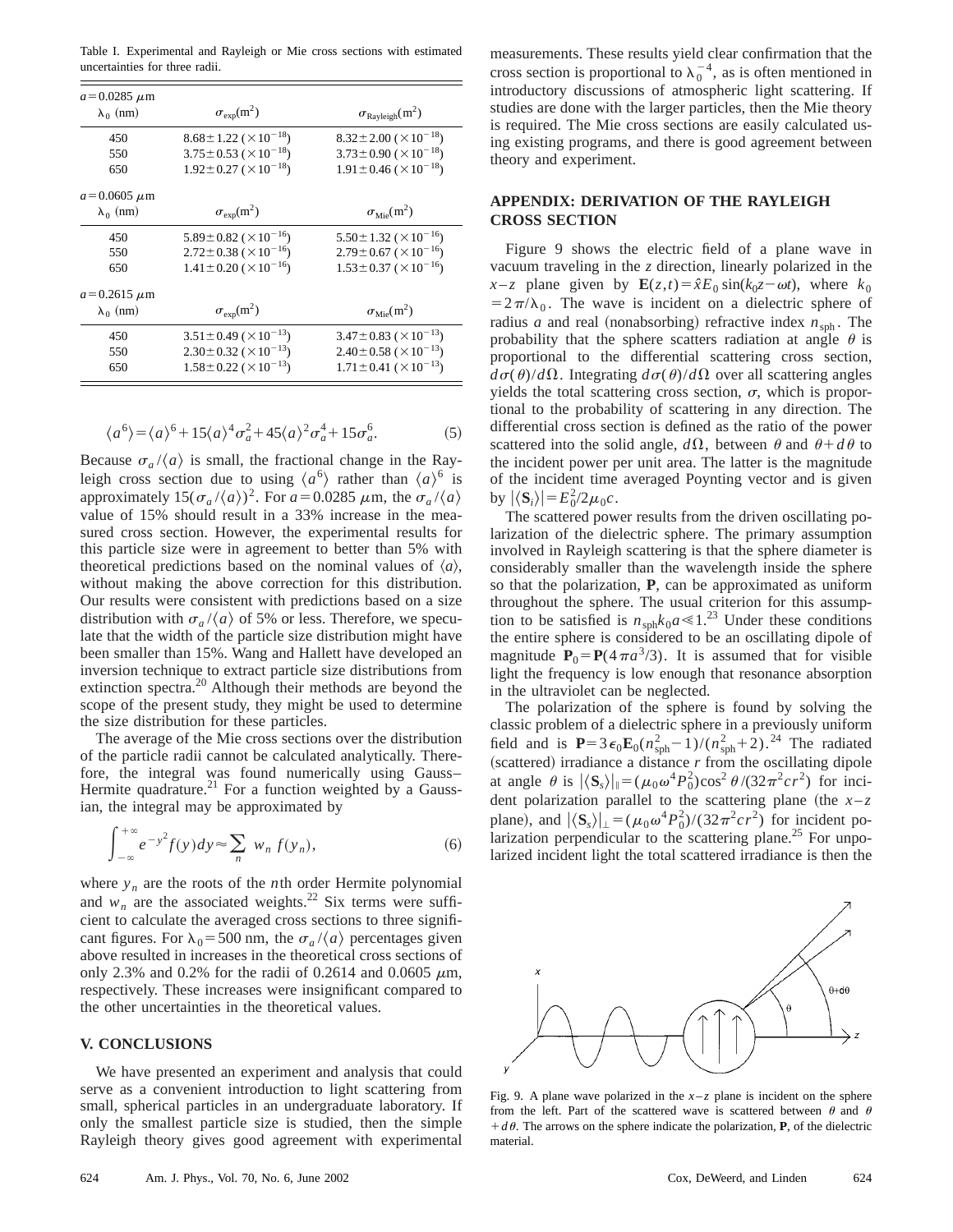Table I. Experimental and Rayleigh or Mie cross sections with estimated uncertainties for three radii.

| $a = 0.0285\ \mu$m | | |
|---|---|---|
| $\lambda_0$ (nm) | $\sigma_{\rm exp}({\rm m}^2)$ | $\sigma_{\rm Rayleigh}({\rm m}^2)$ |
| 450 | $8.68 \pm 1.22\ (\times 10^{-18})$ | $8.32 \pm 2.00\ (\times 10^{-18})$ |
| 550 | $3.75 \pm 0.53\ (\times 10^{-18})$ | $3.73 \pm 0.90\ (\times 10^{-18})$ |
| 650 | $1.92 \pm 0.27\ (\times 10^{-18})$ | $1.91 \pm 0.46\ (\times 10^{-18})$ |
| $a = 0.0605\ \mu$m | | |
| $\lambda_0$ (nm) | $\sigma_{\rm exp}({\rm m}^2)$ | $\sigma_{\rm Mie}({\rm m}^2)$ |
| 450 | $5.89 \pm 0.82\ (\times 10^{-16})$ | $5.50 \pm 1.32\ (\times 10^{-16})$ |
| 550 | $2.72 \pm 0.38\ (\times 10^{-16})$ | $2.79 \pm 0.67\ (\times 10^{-16})$ |
| 650 | $1.41 \pm 0.20\ (\times 10^{-16})$ | $1.53 \pm 0.37\ (\times 10^{-16})$ |
| $a = 0.2615\ \mu$m | | |
| $\lambda_0$ (nm) | $\sigma_{\rm exp}({\rm m}^2)$ | $\sigma_{\rm Mie}({\rm m}^2)$ |
| 450 | $3.51 \pm 0.49\ (\times 10^{-13})$ | $3.47 \pm 0.83\ (\times 10^{-13})$ |
| 550 | $2.30 \pm 0.32\ (\times 10^{-13})$ | $2.40 \pm 0.58\ (\times 10^{-13})$ |
| 650 | $1.58 \pm 0.22\ (\times 10^{-13})$ | $1.71 \pm 0.41\ (\times 10^{-13})$ |

$$\langle a^6 \rangle = \langle a \rangle^6 + 15\langle a \rangle^4 \sigma_a^2 + 45\langle a \rangle^2 \sigma_a^4 + 15\sigma_a^6. \tag{5}$$

Because $\sigma_a/\langle a \rangle$ is small, the fractional change in the Rayleigh cross section due to using $\langle a^6 \rangle$ rather than $\langle a \rangle^6$ is approximately $15(\sigma_a/\langle a \rangle)^2$. For $a = 0.0285\ \mu$m, the $\sigma_a/\langle a \rangle$ value of 15% should result in a 33% increase in the measured cross section. However, the experimental results for this particle size were in agreement to better than 5% with theoretical predictions based on the nominal values of $\langle a \rangle$, without making the above correction for this distribution. Our results were consistent with predictions based on a size distribution with $\sigma_a/\langle a \rangle$ of 5% or less. Therefore, we speculate that the width of the particle size distribution might have been smaller than 15%. Wang and Hallett have developed an inversion technique to extract particle size distributions from extinction spectra.[20] Although their methods are beyond the scope of the present study, they might be used to determine the size distribution for these particles.

The average of the Mie cross sections over the distribution of the particle radii cannot be calculated analytically. Therefore, the integral was found numerically using Gauss–Hermite quadrature.[21] For a function weighted by a Gaussian, the integral may be approximated by

$$\int_{-\infty}^{+\infty} e^{-y^2} f(y)\, dy \approx \sum_n w_n f(y_n), \tag{6}$$

where $y_n$ are the roots of the $n$th order Hermite polynomial and $w_n$ are the associated weights.[22] Six terms were sufficient to calculate the averaged cross sections to three significant figures. For $\lambda_0 = 500$ nm, the $\sigma_a/\langle a \rangle$ percentages given above resulted in increases in the theoretical cross sections of only 2.3% and 0.2% for the radii of 0.2614 and 0.0605 $\mu$m, respectively. These increases were insignificant compared to the other uncertainties in the theoretical values.

## V. CONCLUSIONS

We have presented an experiment and analysis that could serve as a convenient introduction to light scattering from small, spherical particles in an undergraduate laboratory. If only the smallest particle size is studied, then the simple Rayleigh theory gives good agreement with experimental measurements. These results yield clear confirmation that the cross section is proportional to $\lambda_0^{-4}$, as is often mentioned in introductory discussions of atmospheric light scattering. If studies are done with the larger particles, then the Mie theory is required. The Mie cross sections are easily calculated using existing programs, and there is good agreement between theory and experiment.

## APPENDIX: DERIVATION OF THE RAYLEIGH CROSS SECTION

Figure 9 shows the electric field of a plane wave in vacuum traveling in the $z$ direction, linearly polarized in the $x$–$z$ plane given by $\mathbf{E}(z,t) = \hat{x} E_0 \sin(k_0 z - \omega t)$, where $k_0 = 2\pi/\lambda_0$. The wave is incident on a dielectric sphere of radius $a$ and real (nonabsorbing) refractive index $n_{\rm sph}$. The probability that the sphere scatters radiation at angle $\theta$ is proportional to the differential scattering cross section, $d\sigma(\theta)/d\Omega$. Integrating $d\sigma(\theta)/d\Omega$ over all scattering angles yields the total scattering cross section, $\sigma$, which is proportional to the probability of scattering in any direction. The differential cross section is defined as the ratio of the power scattered into the solid angle, $d\Omega$, between $\theta$ and $\theta + d\theta$ to the incident power per unit area. The latter is the magnitude of the incident time averaged Poynting vector and is given by $|\langle \mathbf{S}_i \rangle| = E_0^2/2\mu_0 c$.

The scattered power results from the driven oscillating polarization of the dielectric sphere. The primary assumption involved in Rayleigh scattering is that the sphere diameter is considerably smaller than the wavelength inside the sphere so that the polarization, $\mathbf{P}$, can be approximated as uniform throughout the sphere. The usual criterion for this assumption to be satisfied is $n_{\rm sph} k_0 a \ll 1$.[23] Under these conditions the entire sphere is considered to be an oscillating dipole of magnitude $\mathbf{P}_0 = \mathbf{P}(4\pi a^3/3)$. It is assumed that for visible light the frequency is low enough that resonance absorption in the ultraviolet can be neglected.

The polarization of the sphere is found by solving the classic problem of a dielectric sphere in a previously uniform field and is $\mathbf{P} = 3\epsilon_0 \mathbf{E}_0 (n_{\rm sph}^2 - 1)/(n_{\rm sph}^2 + 2)$.[24] The radiated (scattered) irradiance a distance $r$ from the oscillating dipole at angle $\theta$ is $|\langle \mathbf{S}_s \rangle|_\parallel = (\mu_0 \omega^4 P_0^2)\cos^2\theta/(32\pi^2 c r^2)$ for incident polarization parallel to the scattering plane (the $x$–$z$ plane), and $|\langle \mathbf{S}_s \rangle|_\perp = (\mu_0 \omega^4 P_0^2)/(32\pi^2 c r^2)$ for incident polarization perpendicular to the scattering plane.[25] For unpolarized incident light the total scattered irradiance is then the

Fig. 9. A plane wave polarized in the $x$–$z$ plane is incident on the sphere from the left. Part of the scattered wave is scattered between $\theta$ and $\theta + d\theta$. The arrows on the sphere indicate the polarization, $\mathbf{P}$, of the dielectric material.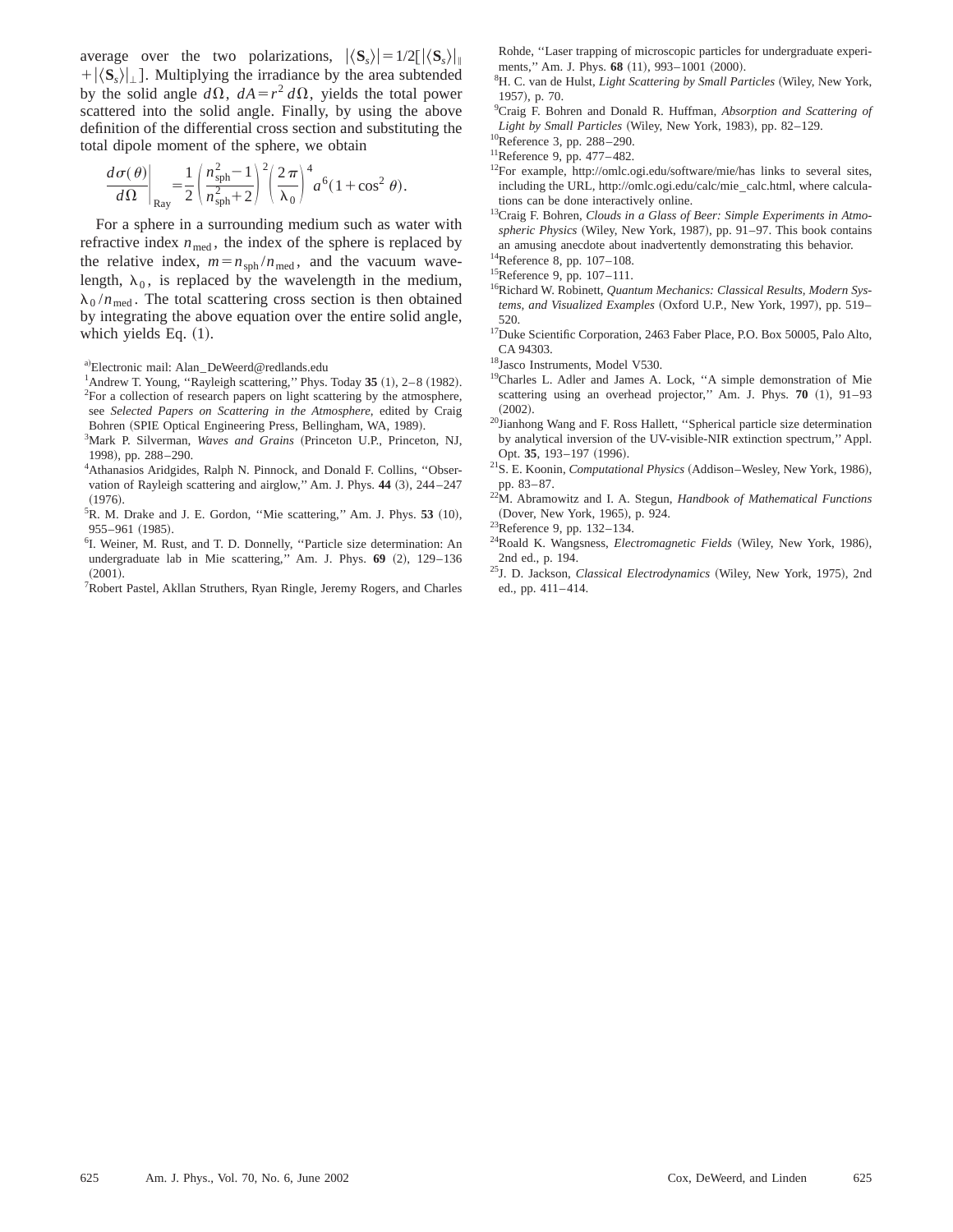average over the two polarizations, $|\langle \mathbf{S}_s \rangle| = 1/2[|\langle \mathbf{S}_s \rangle|_{\parallel} + |\langle \mathbf{S}_s \rangle|_{\perp}]$. Multiplying the irradiance by the area subtended by the solid angle $d\Omega$, $dA = r^2 \, d\Omega$, yields the total power scattered into the solid angle. Finally, by using the above definition of the differential cross section and substituting the total dipole moment of the sphere, we obtain

$$\left.\frac{d\sigma(\theta)}{d\Omega}\right|_{\mathrm{Ray}} = \frac{1}{2}\left(\frac{n_{\mathrm{sph}}^2 - 1}{n_{\mathrm{sph}}^2 + 2}\right)^2 \left(\frac{2\pi}{\lambda_0}\right)^4 a^6 (1 + \cos^2 \theta).$$

For a sphere in a surrounding medium such as water with refractive index $n_{\mathrm{med}}$, the index of the sphere is replaced by the relative index, $m = n_{\mathrm{sph}}/n_{\mathrm{med}}$, and the vacuum wavelength, $\lambda_0$, is replaced by the wavelength in the medium, $\lambda_0/n_{\mathrm{med}}$. The total scattering cross section is then obtained by integrating the above equation over the entire solid angle, which yields Eq. (1).

[a] Electronic mail: Alan_DeWeerd@redlands.edu

[1] Andrew T. Young, "Rayleigh scattering," Phys. Today **35** (1), 2–8 (1982).

[2] For a collection of research papers on light scattering by the atmosphere, see *Selected Papers on Scattering in the Atmosphere*, edited by Craig Bohren (SPIE Optical Engineering Press, Bellingham, WA, 1989).

[3] Mark P. Silverman, *Waves and Grains* (Princeton U.P., Princeton, NJ, 1998), pp. 288–290.

[4] Athanasios Aridgides, Ralph N. Pinnock, and Donald F. Collins, "Observation of Rayleigh scattering and airglow," Am. J. Phys. **44** (3), 244–247 (1976).

[5] R. M. Drake and J. E. Gordon, "Mie scattering," Am. J. Phys. **53** (10), 955–961 (1985).

[6] I. Weiner, M. Rust, and T. D. Donnelly, "Particle size determination: An undergraduate lab in Mie scattering," Am. J. Phys. **69** (2), 129–136 (2001).

[7] Robert Pastel, Akllan Struthers, Ryan Ringle, Jeremy Rogers, and Charles Rohde, "Laser trapping of microscopic particles for undergraduate experiments," Am. J. Phys. **68** (11), 993–1001 (2000).

[8] H. C. van de Hulst, *Light Scattering by Small Particles* (Wiley, New York, 1957), p. 70.

[9] Craig F. Bohren and Donald R. Huffman, *Absorption and Scattering of Light by Small Particles* (Wiley, New York, 1983), pp. 82–129.

[10] Reference 3, pp. 288–290.

[11] Reference 9, pp. 477–482.

[12] For example, http://omlc.ogi.edu/software/mie/has links to several sites, including the URL, http://omlc.ogi.edu/calc/mie_calc.html, where calculations can be done interactively online.

[13] Craig F. Bohren, *Clouds in a Glass of Beer: Simple Experiments in Atmospheric Physics* (Wiley, New York, 1987), pp. 91–97. This book contains an amusing anecdote about inadvertently demonstrating this behavior.

[14] Reference 8, pp. 107–108.

[15] Reference 9, pp. 107–111.

[16] Richard W. Robinett, *Quantum Mechanics: Classical Results, Modern Systems, and Visualized Examples* (Oxford U.P., New York, 1997), pp. 519–520.

[17] Duke Scientific Corporation, 2463 Faber Place, P.O. Box 50005, Palo Alto, CA 94303.

[18] Jasco Instruments, Model V530.

[19] Charles L. Adler and James A. Lock, "A simple demonstration of Mie scattering using an overhead projector," Am. J. Phys. **70** (1), 91–93 (2002).

[20] Jianhong Wang and F. Ross Hallett, "Spherical particle size determination by analytical inversion of the UV-visible-NIR extinction spectrum," Appl. Opt. **35**, 193–197 (1996).

[21] S. E. Koonin, *Computational Physics* (Addison–Wesley, New York, 1986), pp. 83–87.

[22] M. Abramowitz and I. A. Stegun, *Handbook of Mathematical Functions* (Dover, New York, 1965), p. 924.

[23] Reference 9, pp. 132–134.

[24] Roald K. Wangsness, *Electromagnetic Fields* (Wiley, New York, 1986), 2nd ed., p. 194.

[25] J. D. Jackson, *Classical Electrodynamics* (Wiley, New York, 1975), 2nd ed., pp. 411–414.